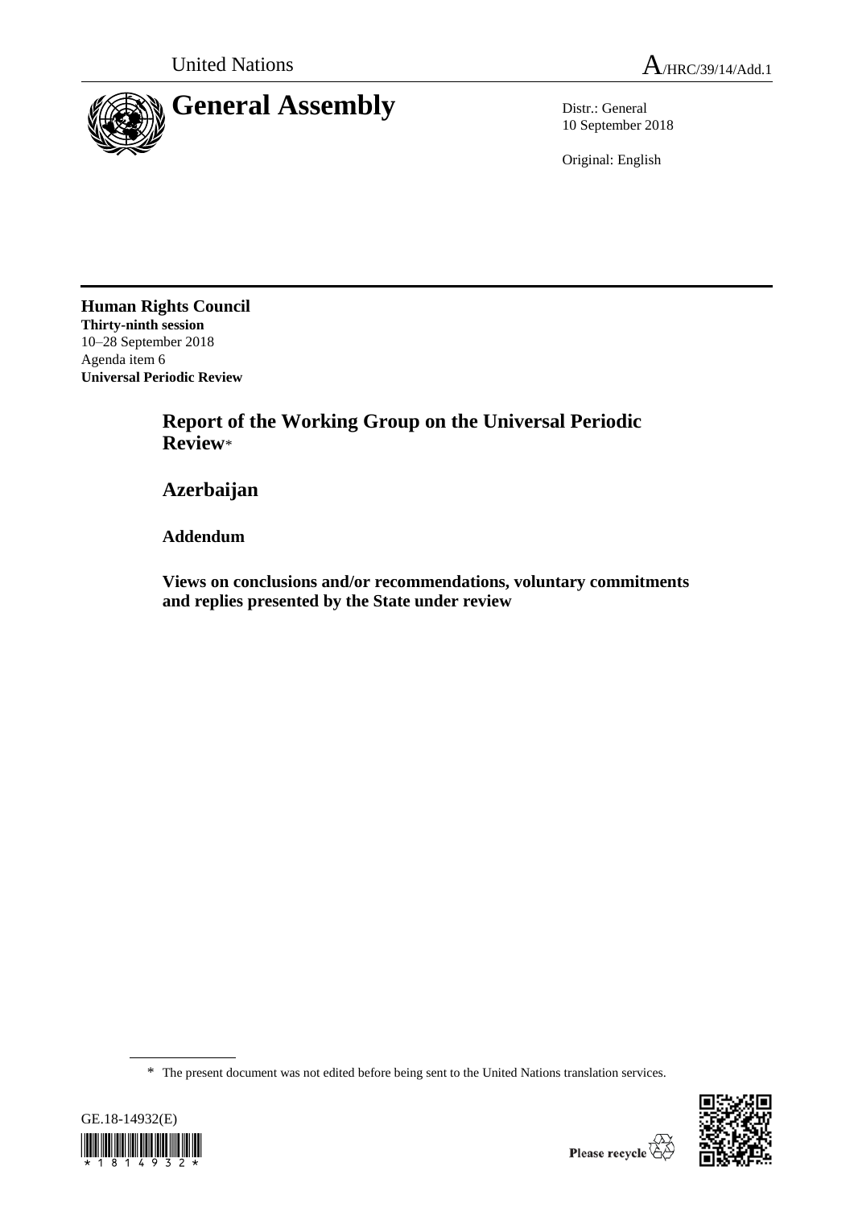United Nations A/HRC/39/14/Add.1

# General Assembly

Distr.: General
10 September 2018

Original: English

**Human Rights Council**
**Thirty-ninth session**
10–28 September 2018
Agenda item 6
**Universal Periodic Review**

## Report of the Working Group on the Universal Periodic Review*

## Azerbaijan

### Addendum

### Views on conclusions and/or recommendations, voluntary commitments and replies presented by the State under review

\* The present document was not edited before being sent to the United Nations translation services.

GE.18-14932(E)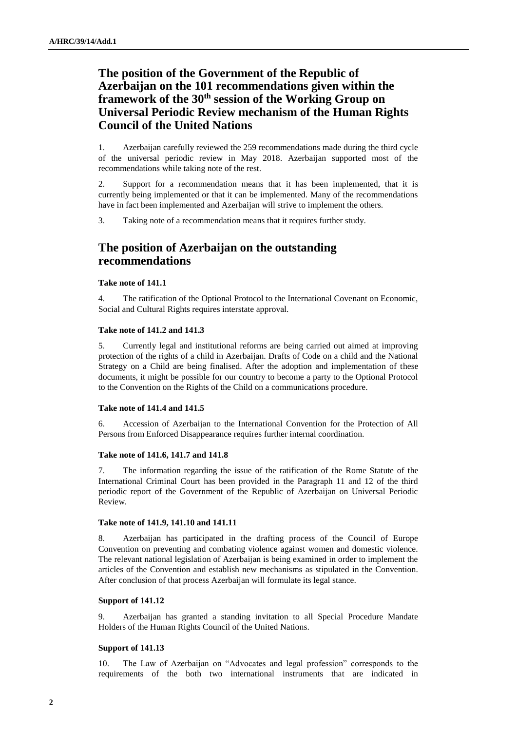# The position of the Government of the Republic of Azerbaijan on the 101 recommendations given within the framework of the 30th session of the Working Group on Universal Periodic Review mechanism of the Human Rights Council of the United Nations

1. Azerbaijan carefully reviewed the 259 recommendations made during the third cycle of the universal periodic review in May 2018. Azerbaijan supported most of the recommendations while taking note of the rest.

2. Support for a recommendation means that it has been implemented, that it is currently being implemented or that it can be implemented. Many of the recommendations have in fact been implemented and Azerbaijan will strive to implement the others.

3. Taking note of a recommendation means that it requires further study.

# The position of Azerbaijan on the outstanding recommendations

### Take note of 141.1

4. The ratification of the Optional Protocol to the International Covenant on Economic, Social and Cultural Rights requires interstate approval.

### Take note of 141.2 and 141.3

5. Currently legal and institutional reforms are being carried out aimed at improving protection of the rights of a child in Azerbaijan. Drafts of Code on a child and the National Strategy on a Child are being finalised. After the adoption and implementation of these documents, it might be possible for our country to become a party to the Optional Protocol to the Convention on the Rights of the Child on a communications procedure.

### Take note of 141.4 and 141.5

6. Accession of Azerbaijan to the International Convention for the Protection of All Persons from Enforced Disappearance requires further internal coordination.

### Take note of 141.6, 141.7 and 141.8

7. The information regarding the issue of the ratification of the Rome Statute of the International Criminal Court has been provided in the Paragraph 11 and 12 of the third periodic report of the Government of the Republic of Azerbaijan on Universal Periodic Review.

### Take note of 141.9, 141.10 and 141.11

8. Azerbaijan has participated in the drafting process of the Council of Europe Convention on preventing and combating violence against women and domestic violence. The relevant national legislation of Azerbaijan is being examined in order to implement the articles of the Convention and establish new mechanisms as stipulated in the Convention. After conclusion of that process Azerbaijan will formulate its legal stance.

### Support of 141.12

9. Azerbaijan has granted a standing invitation to all Special Procedure Mandate Holders of the Human Rights Council of the United Nations.

### Support of 141.13

10. The Law of Azerbaijan on "Advocates and legal profession" corresponds to the requirements of the both two international instruments that are indicated in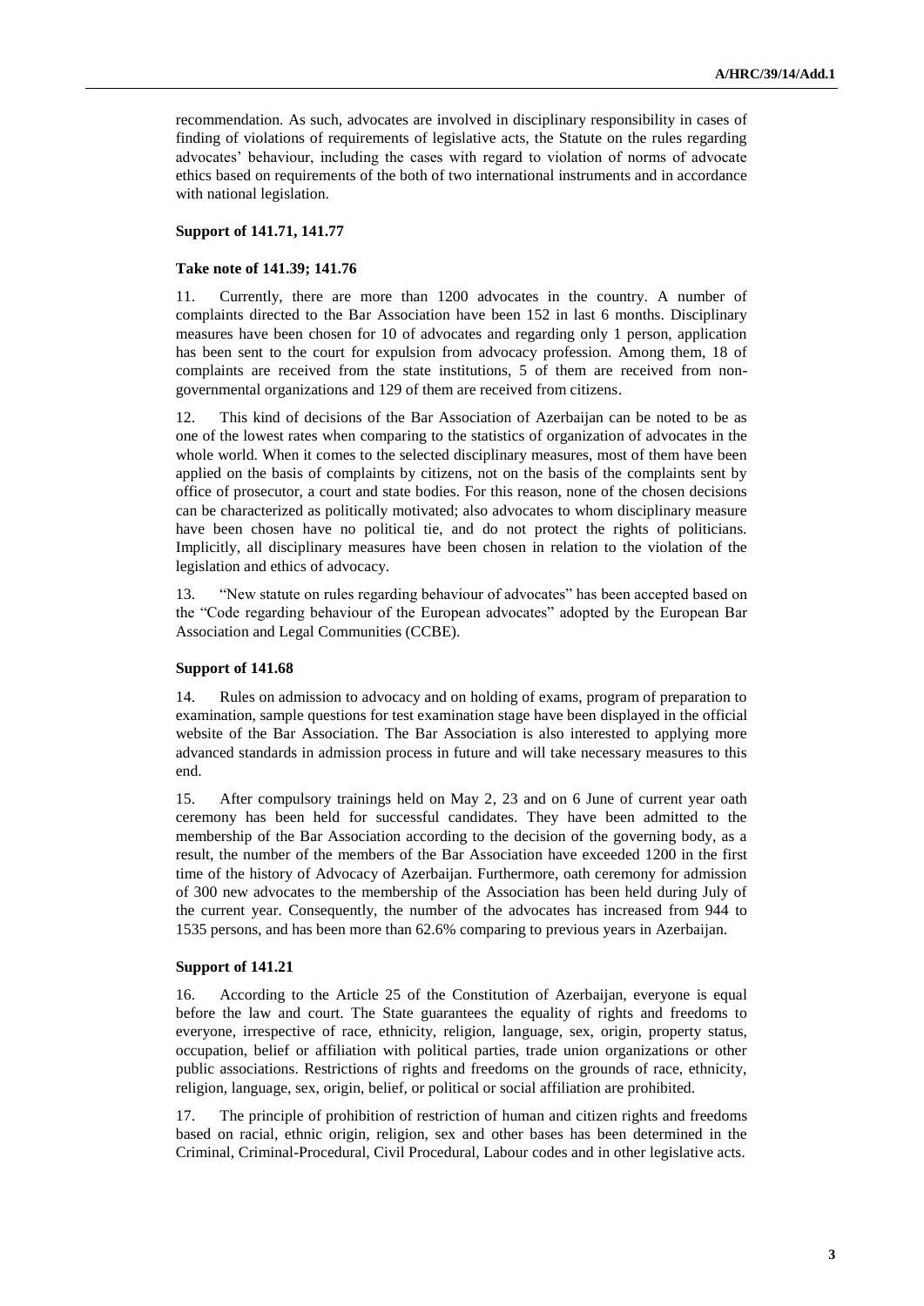recommendation. As such, advocates are involved in disciplinary responsibility in cases of finding of violations of requirements of legislative acts, the Statute on the rules regarding advocates' behaviour, including the cases with regard to violation of norms of advocate ethics based on requirements of the both of two international instruments and in accordance with national legislation.

**Support of 141.71, 141.77**

**Take note of 141.39; 141.76**

11. Currently, there are more than 1200 advocates in the country. A number of complaints directed to the Bar Association have been 152 in last 6 months. Disciplinary measures have been chosen for 10 of advocates and regarding only 1 person, application has been sent to the court for expulsion from advocacy profession. Among them, 18 of complaints are received from the state institutions, 5 of them are received from non-governmental organizations and 129 of them are received from citizens.

12. This kind of decisions of the Bar Association of Azerbaijan can be noted to be as one of the lowest rates when comparing to the statistics of organization of advocates in the whole world. When it comes to the selected disciplinary measures, most of them have been applied on the basis of complaints by citizens, not on the basis of the complaints sent by office of prosecutor, a court and state bodies. For this reason, none of the chosen decisions can be characterized as politically motivated; also advocates to whom disciplinary measure have been chosen have no political tie, and do not protect the rights of politicians. Implicitly, all disciplinary measures have been chosen in relation to the violation of the legislation and ethics of advocacy.

13. "New statute on rules regarding behaviour of advocates" has been accepted based on the "Code regarding behaviour of the European advocates" adopted by the European Bar Association and Legal Communities (CCBE).

**Support of 141.68**

14. Rules on admission to advocacy and on holding of exams, program of preparation to examination, sample questions for test examination stage have been displayed in the official website of the Bar Association. The Bar Association is also interested to applying more advanced standards in admission process in future and will take necessary measures to this end.

15. After compulsory trainings held on May 2, 23 and on 6 June of current year oath ceremony has been held for successful candidates. They have been admitted to the membership of the Bar Association according to the decision of the governing body, as a result, the number of the members of the Bar Association have exceeded 1200 in the first time of the history of Advocacy of Azerbaijan. Furthermore, oath ceremony for admission of 300 new advocates to the membership of the Association has been held during July of the current year. Consequently, the number of the advocates has increased from 944 to 1535 persons, and has been more than 62.6% comparing to previous years in Azerbaijan.

**Support of 141.21**

16. According to the Article 25 of the Constitution of Azerbaijan, everyone is equal before the law and court. The State guarantees the equality of rights and freedoms to everyone, irrespective of race, ethnicity, religion, language, sex, origin, property status, occupation, belief or affiliation with political parties, trade union organizations or other public associations. Restrictions of rights and freedoms on the grounds of race, ethnicity, religion, language, sex, origin, belief, or political or social affiliation are prohibited.

17. The principle of prohibition of restriction of human and citizen rights and freedoms based on racial, ethnic origin, religion, sex and other bases has been determined in the Criminal, Criminal-Procedural, Civil Procedural, Labour codes and in other legislative acts.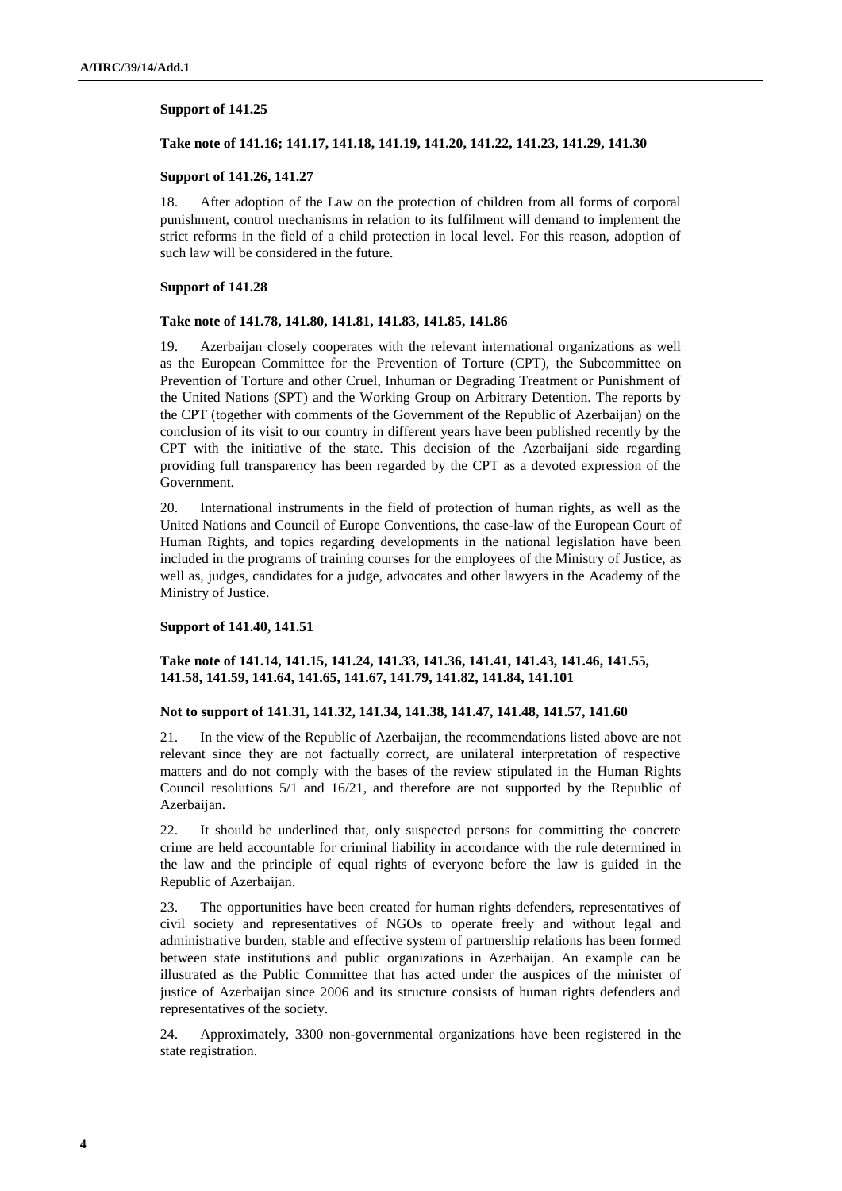**Support of 141.25**

**Take note of 141.16; 141.17, 141.18, 141.19, 141.20, 141.22, 141.23, 141.29, 141.30**

**Support of 141.26, 141.27**

18. After adoption of the Law on the protection of children from all forms of corporal punishment, control mechanisms in relation to its fulfilment will demand to implement the strict reforms in the field of a child protection in local level. For this reason, adoption of such law will be considered in the future.

**Support of 141.28**

**Take note of 141.78, 141.80, 141.81, 141.83, 141.85, 141.86**

19. Azerbaijan closely cooperates with the relevant international organizations as well as the European Committee for the Prevention of Torture (CPT), the Subcommittee on Prevention of Torture and other Cruel, Inhuman or Degrading Treatment or Punishment of the United Nations (SPT) and the Working Group on Arbitrary Detention. The reports by the CPT (together with comments of the Government of the Republic of Azerbaijan) on the conclusion of its visit to our country in different years have been published recently by the CPT with the initiative of the state. This decision of the Azerbaijani side regarding providing full transparency has been regarded by the CPT as a devoted expression of the Government.

20. International instruments in the field of protection of human rights, as well as the United Nations and Council of Europe Conventions, the case-law of the European Court of Human Rights, and topics regarding developments in the national legislation have been included in the programs of training courses for the employees of the Ministry of Justice, as well as, judges, candidates for a judge, advocates and other lawyers in the Academy of the Ministry of Justice.

**Support of 141.40, 141.51**

**Take note of 141.14, 141.15, 141.24, 141.33, 141.36, 141.41, 141.43, 141.46, 141.55, 141.58, 141.59, 141.64, 141.65, 141.67, 141.79, 141.82, 141.84, 141.101**

**Not to support of 141.31, 141.32, 141.34, 141.38, 141.47, 141.48, 141.57, 141.60**

21. In the view of the Republic of Azerbaijan, the recommendations listed above are not relevant since they are not factually correct, are unilateral interpretation of respective matters and do not comply with the bases of the review stipulated in the Human Rights Council resolutions 5/1 and 16/21, and therefore are not supported by the Republic of Azerbaijan.

22. It should be underlined that, only suspected persons for committing the concrete crime are held accountable for criminal liability in accordance with the rule determined in the law and the principle of equal rights of everyone before the law is guided in the Republic of Azerbaijan.

23. The opportunities have been created for human rights defenders, representatives of civil society and representatives of NGOs to operate freely and without legal and administrative burden, stable and effective system of partnership relations has been formed between state institutions and public organizations in Azerbaijan. An example can be illustrated as the Public Committee that has acted under the auspices of the minister of justice of Azerbaijan since 2006 and its structure consists of human rights defenders and representatives of the society.

24. Approximately, 3300 non-governmental organizations have been registered in the state registration.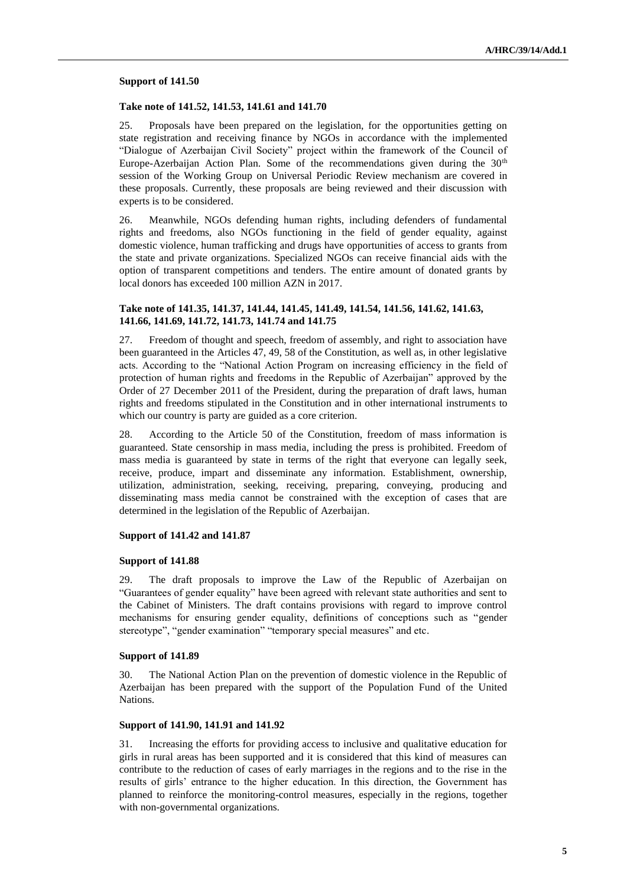**Support of 141.50**

**Take note of 141.52, 141.53, 141.61 and 141.70**

25. Proposals have been prepared on the legislation, for the opportunities getting on state registration and receiving finance by NGOs in accordance with the implemented "Dialogue of Azerbaijan Civil Society" project within the framework of the Council of Europe-Azerbaijan Action Plan. Some of the recommendations given during the 30th session of the Working Group on Universal Periodic Review mechanism are covered in these proposals. Currently, these proposals are being reviewed and their discussion with experts is to be considered.

26. Meanwhile, NGOs defending human rights, including defenders of fundamental rights and freedoms, also NGOs functioning in the field of gender equality, against domestic violence, human trafficking and drugs have opportunities of access to grants from the state and private organizations. Specialized NGOs can receive financial aids with the option of transparent competitions and tenders. The entire amount of donated grants by local donors has exceeded 100 million AZN in 2017.

**Take note of 141.35, 141.37, 141.44, 141.45, 141.49, 141.54, 141.56, 141.62, 141.63, 141.66, 141.69, 141.72, 141.73, 141.74 and 141.75**

27. Freedom of thought and speech, freedom of assembly, and right to association have been guaranteed in the Articles 47, 49, 58 of the Constitution, as well as, in other legislative acts. According to the "National Action Program on increasing efficiency in the field of protection of human rights and freedoms in the Republic of Azerbaijan" approved by the Order of 27 December 2011 of the President, during the preparation of draft laws, human rights and freedoms stipulated in the Constitution and in other international instruments to which our country is party are guided as a core criterion.

28. According to the Article 50 of the Constitution, freedom of mass information is guaranteed. State censorship in mass media, including the press is prohibited. Freedom of mass media is guaranteed by state in terms of the right that everyone can legally seek, receive, produce, impart and disseminate any information. Establishment, ownership, utilization, administration, seeking, receiving, preparing, conveying, producing and disseminating mass media cannot be constrained with the exception of cases that are determined in the legislation of the Republic of Azerbaijan.

**Support of 141.42 and 141.87**

**Support of 141.88**

29. The draft proposals to improve the Law of the Republic of Azerbaijan on "Guarantees of gender equality" have been agreed with relevant state authorities and sent to the Cabinet of Ministers. The draft contains provisions with regard to improve control mechanisms for ensuring gender equality, definitions of conceptions such as "gender stereotype", "gender examination" "temporary special measures" and etc.

**Support of 141.89**

30. The National Action Plan on the prevention of domestic violence in the Republic of Azerbaijan has been prepared with the support of the Population Fund of the United Nations.

**Support of 141.90, 141.91 and 141.92**

31. Increasing the efforts for providing access to inclusive and qualitative education for girls in rural areas has been supported and it is considered that this kind of measures can contribute to the reduction of cases of early marriages in the regions and to the rise in the results of girls' entrance to the higher education. In this direction, the Government has planned to reinforce the monitoring-control measures, especially in the regions, together with non-governmental organizations.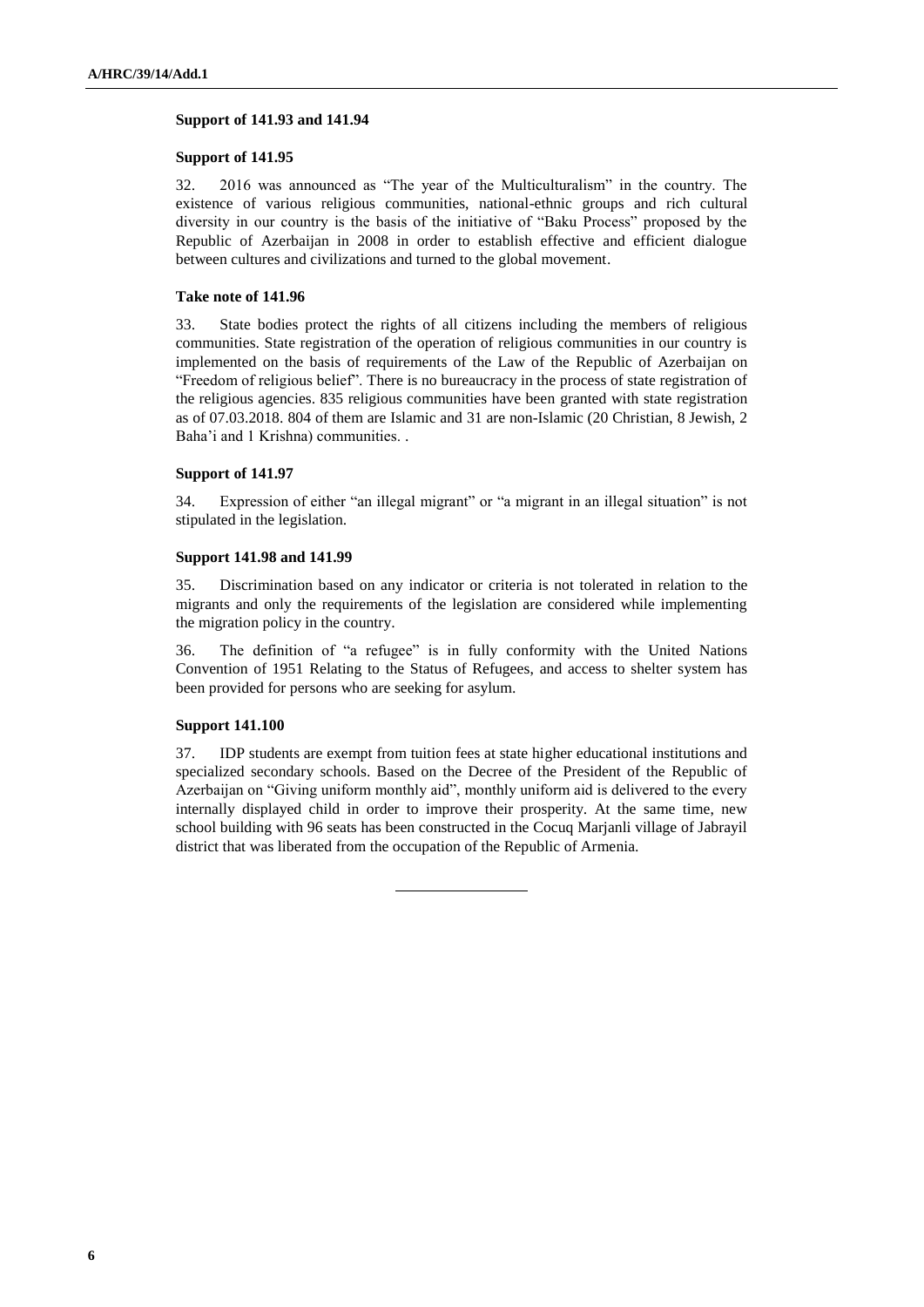**Support of 141.93 and 141.94**

**Support of 141.95**

32. 2016 was announced as "The year of the Multiculturalism" in the country. The existence of various religious communities, national-ethnic groups and rich cultural diversity in our country is the basis of the initiative of "Baku Process" proposed by the Republic of Azerbaijan in 2008 in order to establish effective and efficient dialogue between cultures and civilizations and turned to the global movement.

**Take note of 141.96**

33. State bodies protect the rights of all citizens including the members of religious communities. State registration of the operation of religious communities in our country is implemented on the basis of requirements of the Law of the Republic of Azerbaijan on "Freedom of religious belief". There is no bureaucracy in the process of state registration of the religious agencies. 835 religious communities have been granted with state registration as of 07.03.2018. 804 of them are Islamic and 31 are non-Islamic (20 Christian, 8 Jewish, 2 Baha'i and 1 Krishna) communities. .

**Support of 141.97**

34. Expression of either "an illegal migrant" or "a migrant in an illegal situation" is not stipulated in the legislation.

**Support 141.98 and 141.99**

35. Discrimination based on any indicator or criteria is not tolerated in relation to the migrants and only the requirements of the legislation are considered while implementing the migration policy in the country.

36. The definition of "a refugee" is in fully conformity with the United Nations Convention of 1951 Relating to the Status of Refugees, and access to shelter system has been provided for persons who are seeking for asylum.

**Support 141.100**

37. IDP students are exempt from tuition fees at state higher educational institutions and specialized secondary schools. Based on the Decree of the President of the Republic of Azerbaijan on "Giving uniform monthly aid", monthly uniform aid is delivered to the every internally displayed child in order to improve their prosperity. At the same time, new school building with 96 seats has been constructed in the Cocuq Marjanli village of Jabrayil district that was liberated from the occupation of the Republic of Armenia.